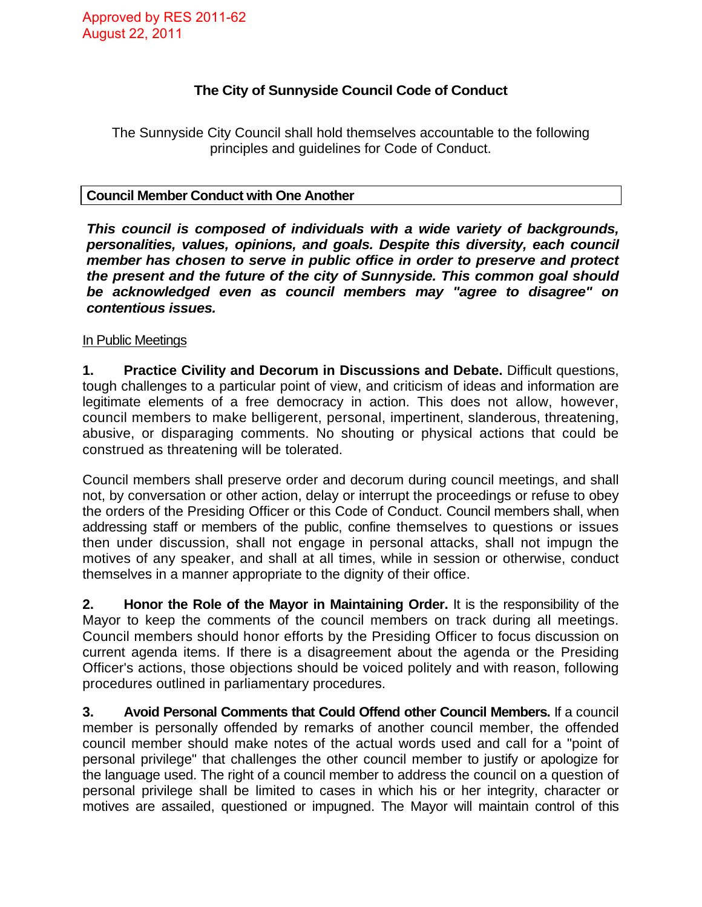Approved by RES 2011-62
August 22, 2011

# The City of Sunnyside Council Code of Conduct

The Sunnyside City Council shall hold themselves accountable to the following principles and guidelines for Code of Conduct.

## Council Member Conduct with One Another

***This council is composed of individuals with a wide variety of backgrounds, personalities, values, opinions, and goals. Despite this diversity, each council member has chosen to serve in public office in order to preserve and protect the present and the future of the city of Sunnyside. This common goal should be acknowledged even as council members may "agree to disagree" on contentious issues.***

In Public Meetings

**1. Practice Civility and Decorum in Discussions and Debate.** Difficult questions, tough challenges to a particular point of view, and criticism of ideas and information are legitimate elements of a free democracy in action. This does not allow, however, council members to make belligerent, personal, impertinent, slanderous, threatening, abusive, or disparaging comments. No shouting or physical actions that could be construed as threatening will be tolerated.

Council members shall preserve order and decorum during council meetings, and shall not, by conversation or other action, delay or interrupt the proceedings or refuse to obey the orders of the Presiding Officer or this Code of Conduct. Council members shall, when addressing staff or members of the public, confine themselves to questions or issues then under discussion, shall not engage in personal attacks, shall not impugn the motives of any speaker, and shall at all times, while in session or otherwise, conduct themselves in a manner appropriate to the dignity of their office.

**2. Honor the Role of the Mayor in Maintaining Order.** It is the responsibility of the Mayor to keep the comments of the council members on track during all meetings. Council members should honor efforts by the Presiding Officer to focus discussion on current agenda items. If there is a disagreement about the agenda or the Presiding Officer's actions, those objections should be voiced politely and with reason, following procedures outlined in parliamentary procedures.

**3. Avoid Personal Comments that Could Offend other Council Members.** If a council member is personally offended by remarks of another council member, the offended council member should make notes of the actual words used and call for a "point of personal privilege" that challenges the other council member to justify or apologize for the language used. The right of a council member to address the council on a question of personal privilege shall be limited to cases in which his or her integrity, character or motives are assailed, questioned or impugned. The Mayor will maintain control of this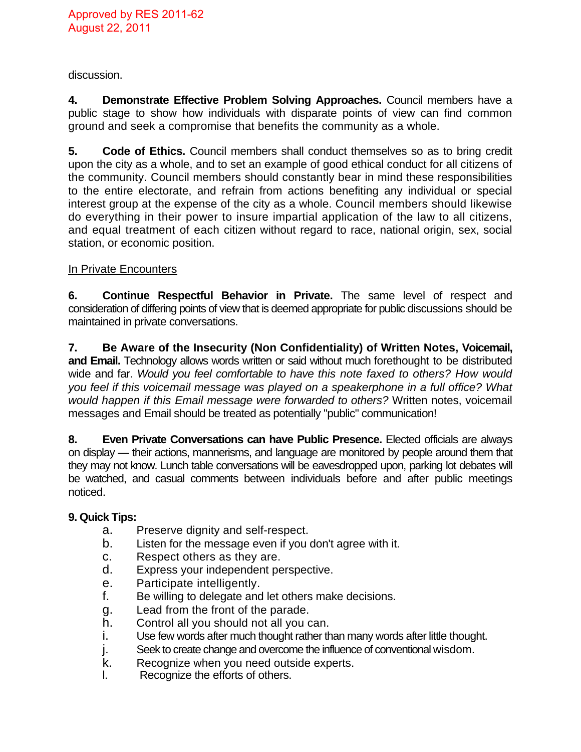discussion.

**4. Demonstrate Effective Problem Solving Approaches.** Council members have a public stage to show how individuals with disparate points of view can find common ground and seek a compromise that benefits the community as a whole.

**5. Code of Ethics.** Council members shall conduct themselves so as to bring credit upon the city as a whole, and to set an example of good ethical conduct for all citizens of the community. Council members should constantly bear in mind these responsibilities to the entire electorate, and refrain from actions benefiting any individual or special interest group at the expense of the city as a whole. Council members should likewise do everything in their power to insure impartial application of the law to all citizens, and equal treatment of each citizen without regard to race, national origin, sex, social station, or economic position.

<u>In Private Encounters</u>

**6. Continue Respectful Behavior in Private.** The same level of respect and consideration of differing points of view that is deemed appropriate for public discussions should be maintained in private conversations.

**7. Be Aware of the Insecurity (Non Confidentiality) of Written Notes, Voicemail, and Email.** Technology allows words written or said without much forethought to be distributed wide and far. *Would you feel comfortable to have this note faxed to others? How would you feel if this voicemail message was played on a speakerphone in a full office? What would happen if this Email message were forwarded to others?* Written notes, voicemail messages and Email should be treated as potentially "public" communication!

**8. Even Private Conversations can have Public Presence.** Elected officials are always on display — their actions, mannerisms, and language are monitored by people around them that they may not know. Lunch table conversations will be eavesdropped upon, parking lot debates will be watched, and casual comments between individuals before and after public meetings noticed.

**9. Quick Tips:**

a. Preserve dignity and self-respect.
b. Listen for the message even if you don't agree with it.
c. Respect others as they are.
d. Express your independent perspective.
e. Participate intelligently.
f. Be willing to delegate and let others make decisions.
g. Lead from the front of the parade.
h. Control all you should not all you can.
i. Use few words after much thought rather than many words after little thought.
j. Seek to create change and overcome the influence of conventional wisdom.
k. Recognize when you need outside experts.
l. Recognize the efforts of others.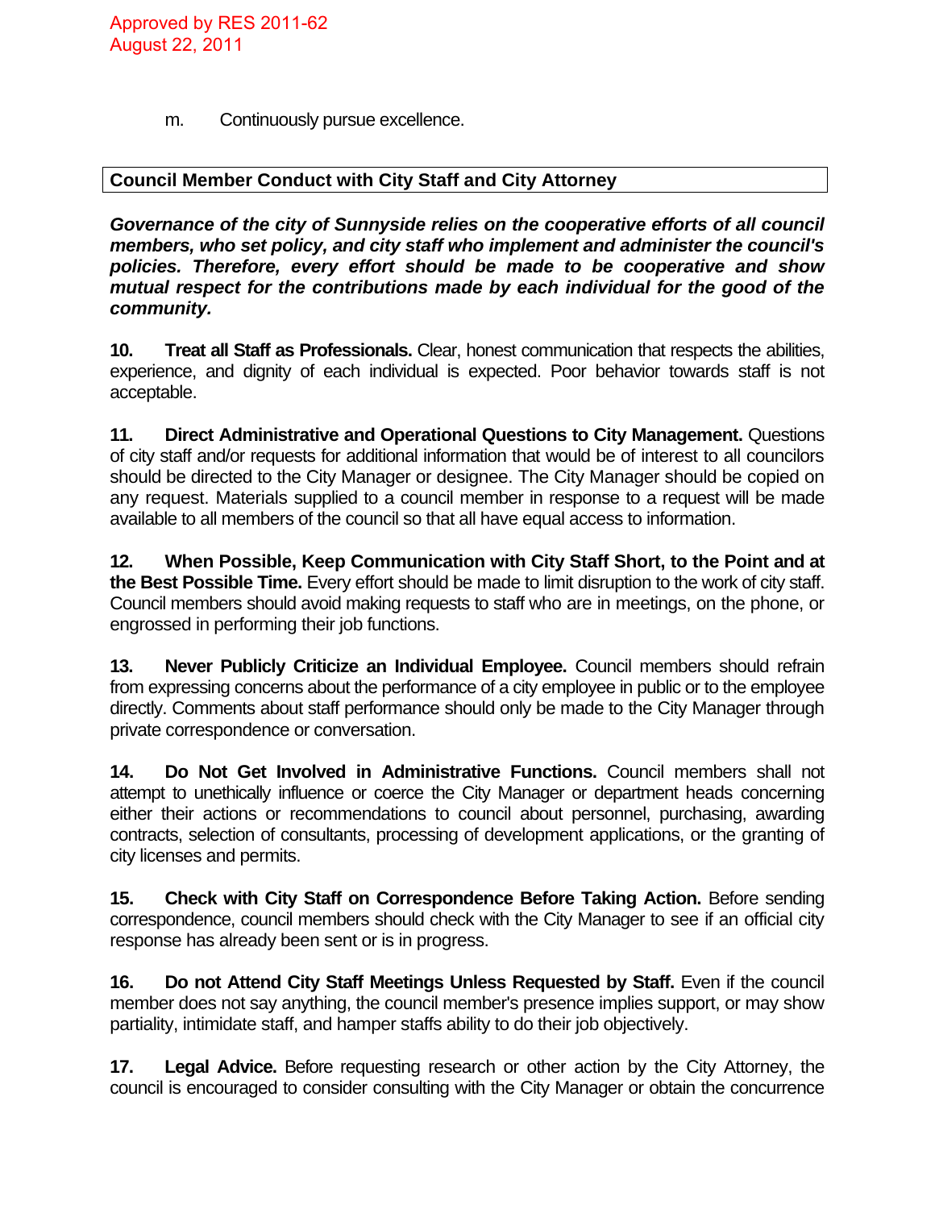m. Continuously pursue excellence.

## Council Member Conduct with City Staff and City Attorney

***Governance of the city of Sunnyside relies on the cooperative efforts of all council members, who set policy, and city staff who implement and administer the council's policies. Therefore, every effort should be made to be cooperative and show mutual respect for the contributions made by each individual for the good of the community.***

**10. Treat all Staff as Professionals.** Clear, honest communication that respects the abilities, experience, and dignity of each individual is expected. Poor behavior towards staff is not acceptable.

**11. Direct Administrative and Operational Questions to City Management.** Questions of city staff and/or requests for additional information that would be of interest to all councilors should be directed to the City Manager or designee. The City Manager should be copied on any request. Materials supplied to a council member in response to a request will be made available to all members of the council so that all have equal access to information.

**12. When Possible, Keep Communication with City Staff Short, to the Point and at the Best Possible Time.** Every effort should be made to limit disruption to the work of city staff. Council members should avoid making requests to staff who are in meetings, on the phone, or engrossed in performing their job functions.

**13. Never Publicly Criticize an Individual Employee.** Council members should refrain from expressing concerns about the performance of a city employee in public or to the employee directly. Comments about staff performance should only be made to the City Manager through private correspondence or conversation.

**14. Do Not Get Involved in Administrative Functions.** Council members shall not attempt to unethically influence or coerce the City Manager or department heads concerning either their actions or recommendations to council about personnel, purchasing, awarding contracts, selection of consultants, processing of development applications, or the granting of city licenses and permits.

**15. Check with City Staff on Correspondence Before Taking Action.** Before sending correspondence, council members should check with the City Manager to see if an official city response has already been sent or is in progress.

**16. Do not Attend City Staff Meetings Unless Requested by Staff.** Even if the council member does not say anything, the council member's presence implies support, or may show partiality, intimidate staff, and hamper staffs ability to do their job objectively.

**17. Legal Advice.** Before requesting research or other action by the City Attorney, the council is encouraged to consider consulting with the City Manager or obtain the concurrence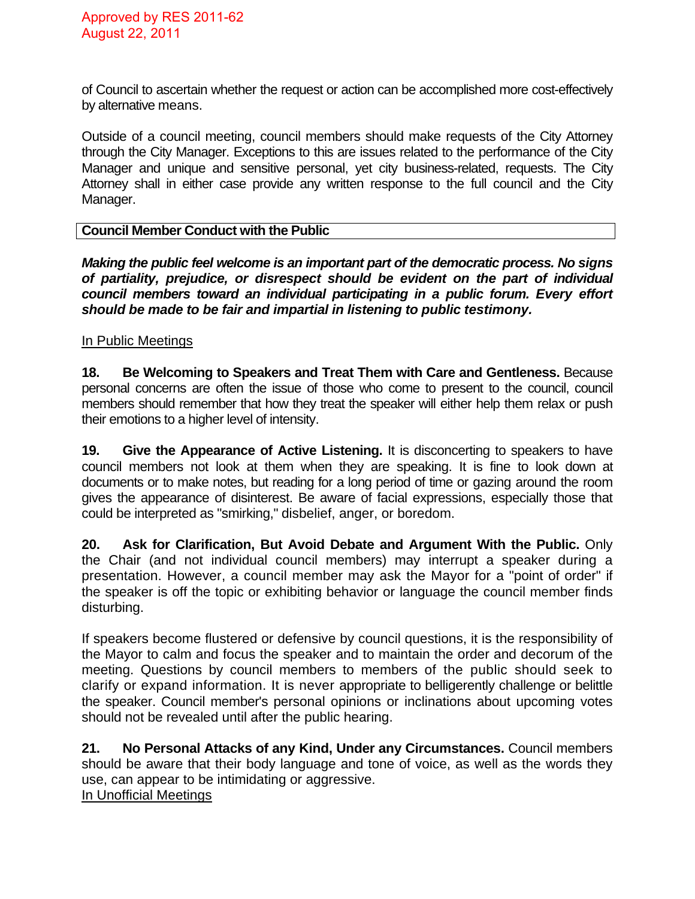of Council to ascertain whether the request or action can be accomplished more cost-effectively by alternative means.

Outside of a council meeting, council members should make requests of the City Attorney through the City Manager. Exceptions to this are issues related to the performance of the City Manager and unique and sensitive personal, yet city business-related, requests. The City Attorney shall in either case provide any written response to the full council and the City Manager.

## Council Member Conduct with the Public

***Making the public feel welcome is an important part of the democratic process. No signs of partiality, prejudice, or disrespect should be evident on the part of individual council members toward an individual participating in a public forum. Every effort should be made to be fair and impartial in listening to public testimony.***

### In Public Meetings

**18. Be Welcoming to Speakers and Treat Them with Care and Gentleness.** Because personal concerns are often the issue of those who come to present to the council, council members should remember that how they treat the speaker will either help them relax or push their emotions to a higher level of intensity.

**19. Give the Appearance of Active Listening.** It is disconcerting to speakers to have council members not look at them when they are speaking. It is fine to look down at documents or to make notes, but reading for a long period of time or gazing around the room gives the appearance of disinterest. Be aware of facial expressions, especially those that could be interpreted as "smirking," disbelief, anger, or boredom.

**20. Ask for Clarification, But Avoid Debate and Argument With the Public.** Only the Chair (and not individual council members) may interrupt a speaker during a presentation. However, a council member may ask the Mayor for a "point of order" if the speaker is off the topic or exhibiting behavior or language the council member finds disturbing.

If speakers become flustered or defensive by council questions, it is the responsibility of the Mayor to calm and focus the speaker and to maintain the order and decorum of the meeting. Questions by council members to members of the public should seek to clarify or expand information. It is never appropriate to belligerently challenge or belittle the speaker. Council member's personal opinions or inclinations about upcoming votes should not be revealed until after the public hearing.

**21. No Personal Attacks of any Kind, Under any Circumstances.** Council members should be aware that their body language and tone of voice, as well as the words they use, can appear to be intimidating or aggressive.

### In Unofficial Meetings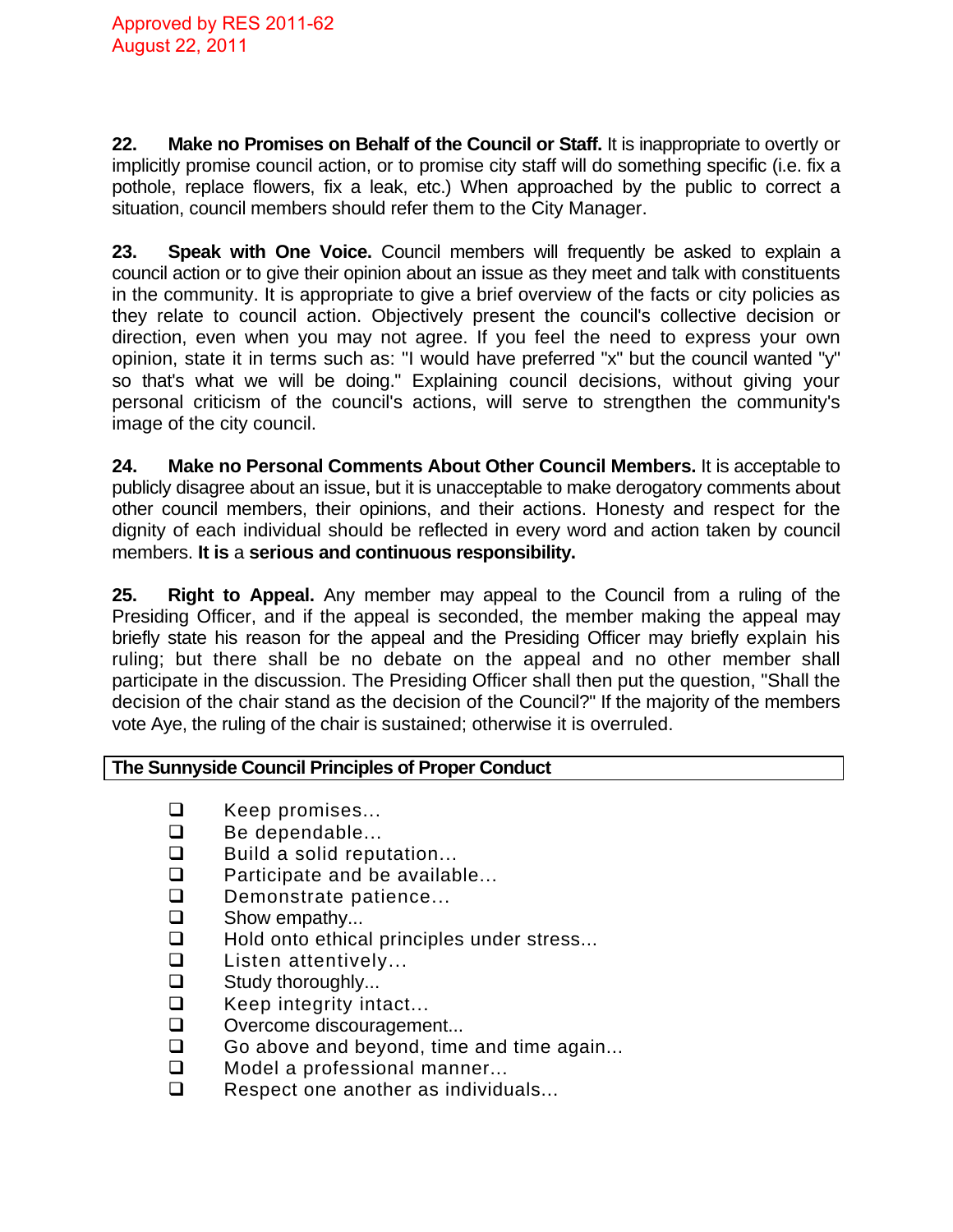Approved by RES 2011-62
August 22, 2011

**22. Make no Promises on Behalf of the Council or Staff.** It is inappropriate to overtly or implicitly promise council action, or to promise city staff will do something specific (i.e. fix a pothole, replace flowers, fix a leak, etc.) When approached by the public to correct a situation, council members should refer them to the City Manager.

**23. Speak with One Voice.** Council members will frequently be asked to explain a council action or to give their opinion about an issue as they meet and talk with constituents in the community. It is appropriate to give a brief overview of the facts or city policies as they relate to council action. Objectively present the council's collective decision or direction, even when you may not agree. If you feel the need to express your own opinion, state it in terms such as: "I would have preferred "x" but the council wanted "y" so that's what we will be doing." Explaining council decisions, without giving your personal criticism of the council's actions, will serve to strengthen the community's image of the city council.

**24. Make no Personal Comments About Other Council Members.** It is acceptable to publicly disagree about an issue, but it is unacceptable to make derogatory comments about other council members, their opinions, and their actions. Honesty and respect for the dignity of each individual should be reflected in every word and action taken by council members. **It is** a **serious and continuous responsibility.**

**25. Right to Appeal.** Any member may appeal to the Council from a ruling of the Presiding Officer, and if the appeal is seconded, the member making the appeal may briefly state his reason for the appeal and the Presiding Officer may briefly explain his ruling; but there shall be no debate on the appeal and no other member shall participate in the discussion. The Presiding Officer shall then put the question, "Shall the decision of the chair stand as the decision of the Council?" If the majority of the members vote Aye, the ruling of the chair is sustained; otherwise it is overruled.

**The Sunnyside Council Principles of Proper Conduct**

- Keep promises...
- Be dependable...
- Build a solid reputation...
- Participate and be available...
- Demonstrate patience...
- Show empathy...
- Hold onto ethical principles under stress...
- Listen attentively...
- Study thoroughly...
- Keep integrity intact...
- Overcome discouragement...
- Go above and beyond, time and time again...
- Model a professional manner...
- Respect one another as individuals...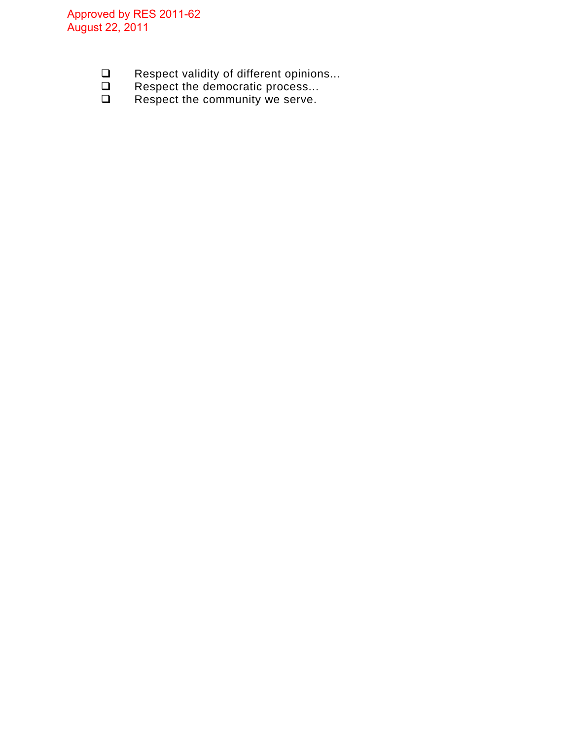Approved by RES 2011-62
August 22, 2011

- Respect validity of different opinions…
- Respect the democratic process…
- Respect the community we serve.